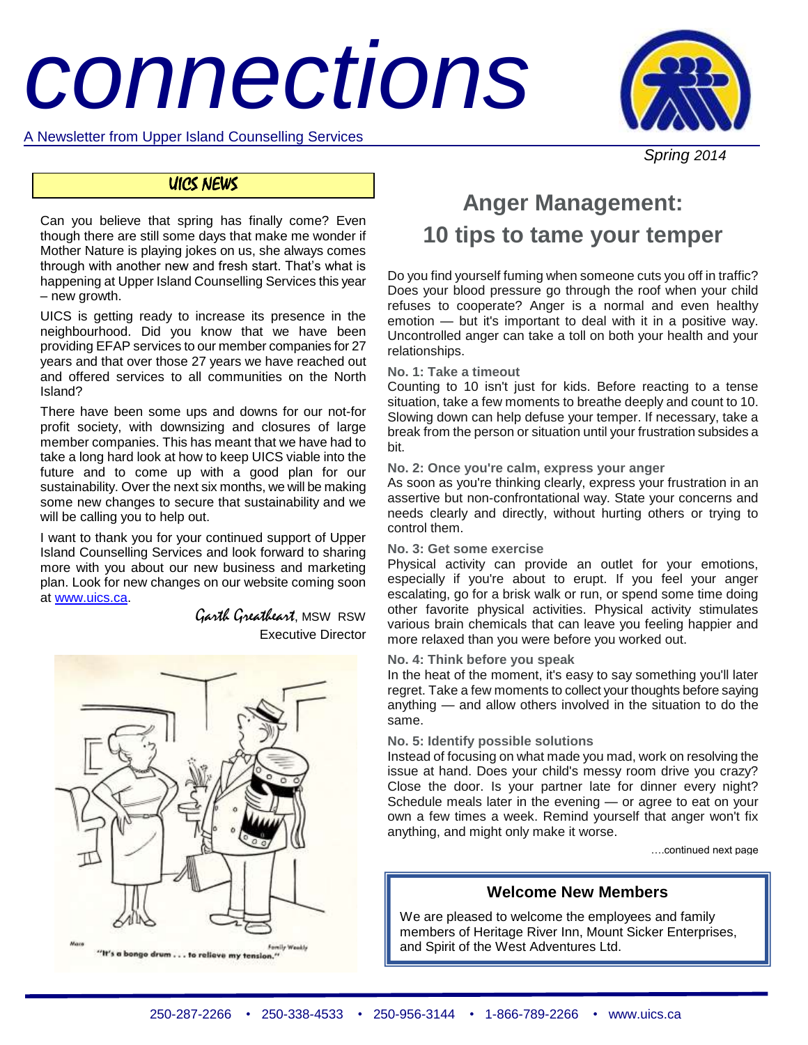# connections

A Newsletter from Upper Island Counselling Services

*Spring 2014*

## UICS NEWS

Can you believe that spring has finally come? Even though there are still some days that make me wonder if Mother Nature is playing jokes on us, she always comes through with another new and fresh start. That's what is happening at Upper Island Counselling Services this year – new growth.

UICS is getting ready to increase its presence in the neighbourhood. Did you know that we have been providing EFAP services to our member companies for 27 years and that over those 27 years we have reached out and offered services to all communities on the North Island?

There have been some ups and downs for our not-for profit society, with downsizing and closures of large member companies. This has meant that we have had to take a long hard look at how to keep UICS viable into the future and to come up with a good plan for our sustainability. Over the next six months, we will be making some new changes to secure that sustainability and we will be calling you to help out.

I want to thank you for your continued support of Upper Island Counselling Services and look forward to sharing more with you about our new business and marketing plan. Look for new changes on our website coming soon at www.uics.ca.

*Garth Greatheart*, MSW RSW
Executive Director

"It's a bongo drum . . . to relieve my tension."

## Anger Management: 10 tips to tame your temper

Do you find yourself fuming when someone cuts you off in traffic? Does your blood pressure go through the roof when your child refuses to cooperate? Anger is a normal and even healthy emotion — but it's important to deal with it in a positive way. Uncontrolled anger can take a toll on both your health and your relationships.

**No. 1: Take a timeout**

Counting to 10 isn't just for kids. Before reacting to a tense situation, take a few moments to breathe deeply and count to 10. Slowing down can help defuse your temper. If necessary, take a break from the person or situation until your frustration subsides a bit.

**No. 2: Once you're calm, express your anger**

As soon as you're thinking clearly, express your frustration in an assertive but non-confrontational way. State your concerns and needs clearly and directly, without hurting others or trying to control them.

**No. 3: Get some exercise**

Physical activity can provide an outlet for your emotions, especially if you're about to erupt. If you feel your anger escalating, go for a brisk walk or run, or spend some time doing other favorite physical activities. Physical activity stimulates various brain chemicals that can leave you feeling happier and more relaxed than you were before you worked out.

**No. 4: Think before you speak**

In the heat of the moment, it's easy to say something you'll later regret. Take a few moments to collect your thoughts before saying anything — and allow others involved in the situation to do the same.

**No. 5: Identify possible solutions**

Instead of focusing on what made you mad, work on resolving the issue at hand. Does your child's messy room drive you crazy? Close the door. Is your partner late for dinner every night? Schedule meals later in the evening — or agree to eat on your own a few times a week. Remind yourself that anger won't fix anything, and might only make it worse.

….continued next page

### Welcome New Members

We are pleased to welcome the employees and family members of Heritage River Inn, Mount Sicker Enterprises, and Spirit of the West Adventures Ltd.

250-287-2266 • 250-338-4533 • 250-956-3144 • 1-866-789-2266 • www.uics.ca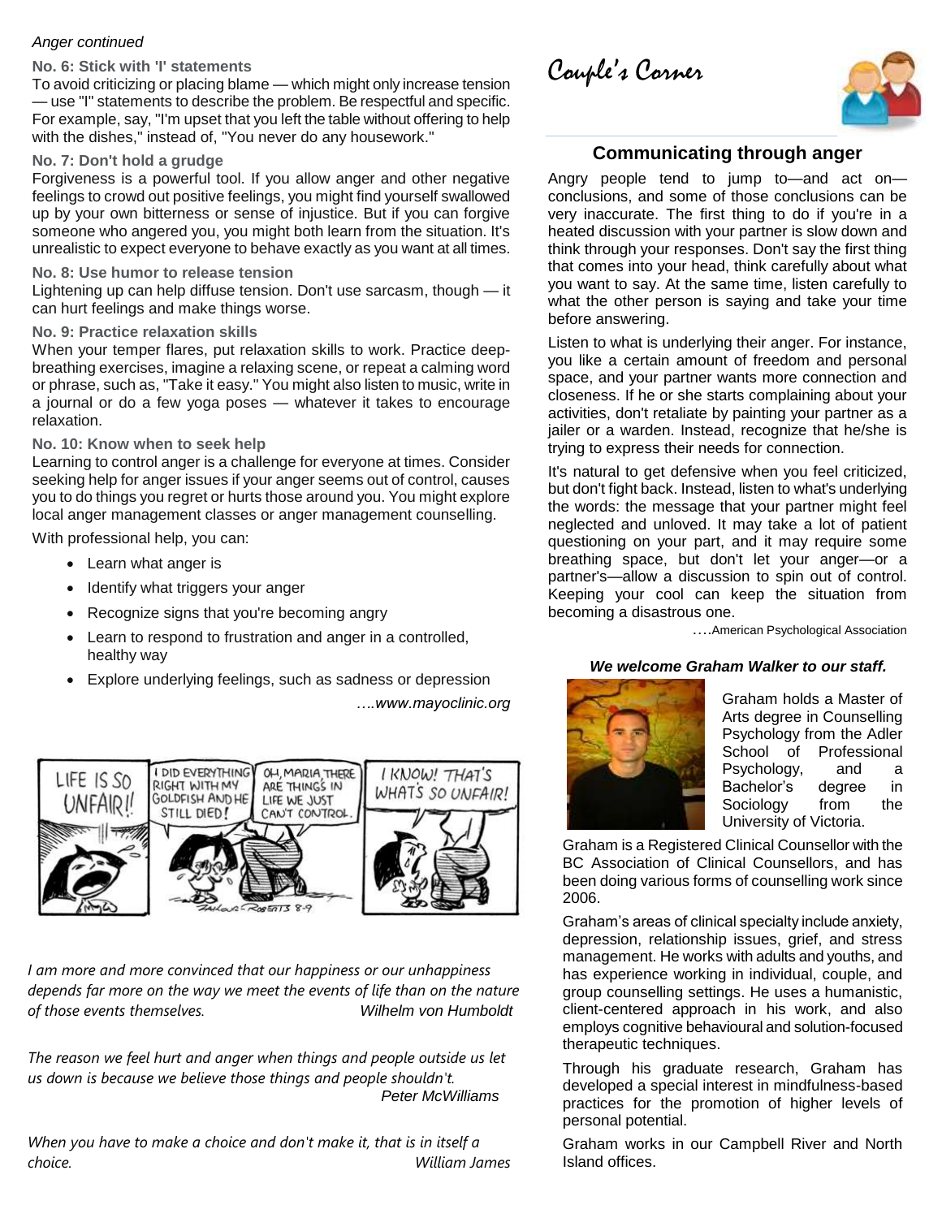*Anger continued*

**No. 6: Stick with 'I' statements**

To avoid criticizing or placing blame — which might only increase tension — use "I" statements to describe the problem. Be respectful and specific. For example, say, "I'm upset that you left the table without offering to help with the dishes," instead of, "You never do any housework."

**No. 7: Don't hold a grudge**

Forgiveness is a powerful tool. If you allow anger and other negative feelings to crowd out positive feelings, you might find yourself swallowed up by your own bitterness or sense of injustice. But if you can forgive someone who angered you, you might both learn from the situation. It's unrealistic to expect everyone to behave exactly as you want at all times.

**No. 8: Use humor to release tension**

Lightening up can help diffuse tension. Don't use sarcasm, though — it can hurt feelings and make things worse.

**No. 9: Practice relaxation skills**

When your temper flares, put relaxation skills to work. Practice deep-breathing exercises, imagine a relaxing scene, or repeat a calming word or phrase, such as, "Take it easy." You might also listen to music, write in a journal or do a few yoga poses — whatever it takes to encourage relaxation.

**No. 10: Know when to seek help**

Learning to control anger is a challenge for everyone at times. Consider seeking help for anger issues if your anger seems out of control, causes you to do things you regret or hurts those around you. You might explore local anger management classes or anger management counselling.

With professional help, you can:

- Learn what anger is
- Identify what triggers your anger
- Recognize signs that you're becoming angry
- Learn to respond to frustration and anger in a controlled, healthy way
- Explore underlying feelings, such as sadness or depression

*….www.mayoclinic.org*

*I am more and more convinced that our happiness or our unhappiness depends far more on the way we meet the events of life than on the nature of those events themselves.* Wilhelm von Humboldt

*The reason we feel hurt and anger when things and people outside us let us down is because we believe those things and people shouldn't.* Peter McWilliams

*When you have to make a choice and don't make it, that is in itself a choice.* William James

# Couple's Corner

## Communicating through anger

Angry people tend to jump to—and act on—conclusions, and some of those conclusions can be very inaccurate. The first thing to do if you're in a heated discussion with your partner is slow down and think through your responses. Don't say the first thing that comes into your head, think carefully about what you want to say. At the same time, listen carefully to what the other person is saying and take your time before answering.

Listen to what is underlying their anger. For instance, you like a certain amount of freedom and personal space, and your partner wants more connection and closeness. If he or she starts complaining about your activities, don't retaliate by painting your partner as a jailer or a warden. Instead, recognize that he/she is trying to express their needs for connection.

It's natural to get defensive when you feel criticized, but don't fight back. Instead, listen to what's underlying the words: the message that your partner might feel neglected and unloved. It may take a lot of patient questioning on your part, and it may require some breathing space, but don't let your anger—or a partner's—allow a discussion to spin out of control. Keeping your cool can keep the situation from becoming a disastrous one.

….American Psychological Association

***We welcome Graham Walker to our staff.***

Graham holds a Master of Arts degree in Counselling Psychology from the Adler School of Professional Psychology, and a Bachelor's degree in Sociology from the University of Victoria.

Graham is a Registered Clinical Counsellor with the BC Association of Clinical Counsellors, and has been doing various forms of counselling work since 2006.

Graham's areas of clinical specialty include anxiety, depression, relationship issues, grief, and stress management. He works with adults and youths, and has experience working in individual, couple, and group counselling settings. He uses a humanistic, client-centered approach in his work, and also employs cognitive behavioural and solution-focused therapeutic techniques.

Through his graduate research, Graham has developed a special interest in mindfulness-based practices for the promotion of higher levels of personal potential.

Graham works in our Campbell River and North Island offices.